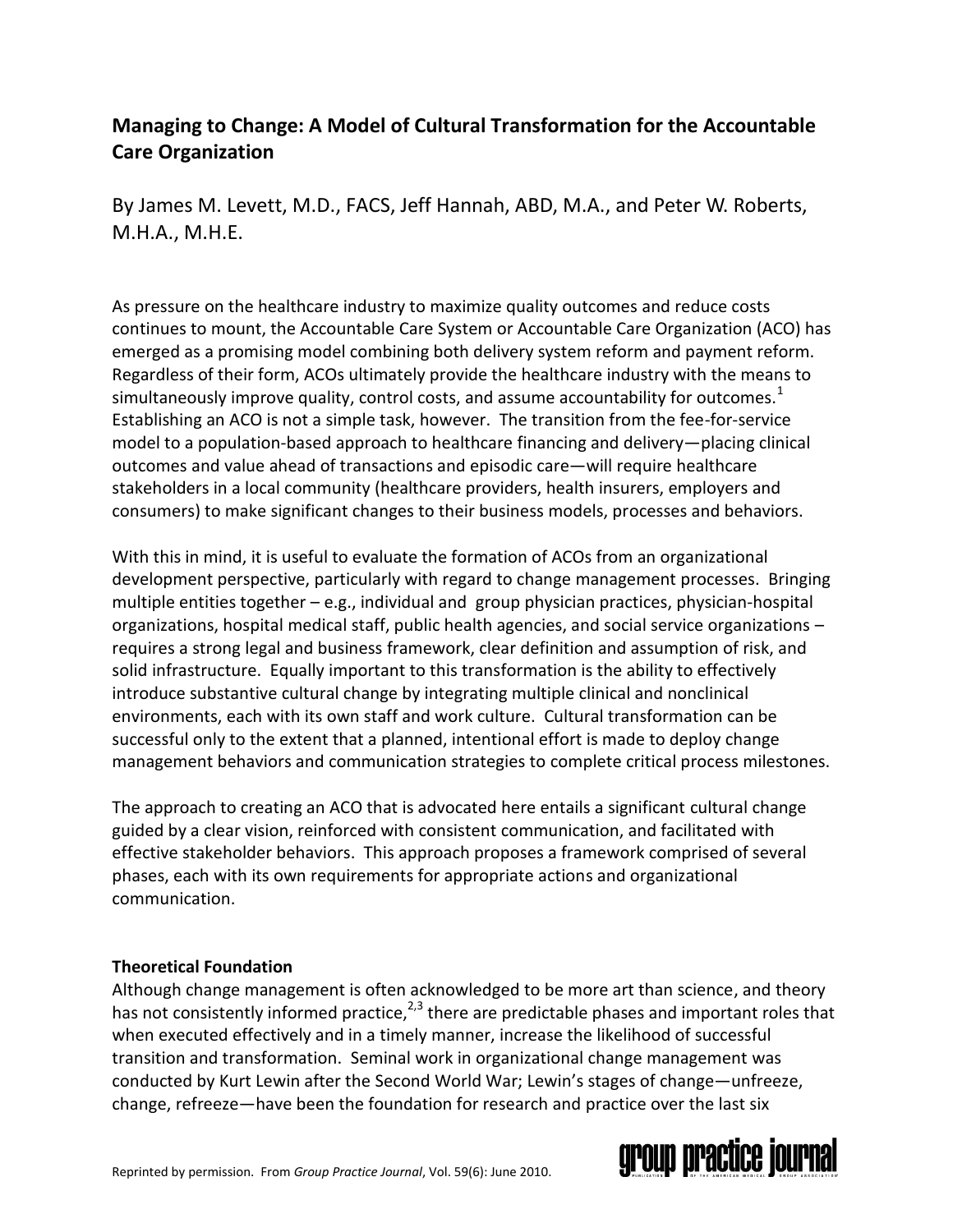# Managing to Change: A Model of Cultural Transformation for the Accountable Care Organization

By James M. Levett, M.D., FACS, Jeff Hannah, ABD, M.A., and Peter W. Roberts, M.H.A., M.H.E.

As pressure on the healthcare industry to maximize quality outcomes and reduce costs continues to mount, the Accountable Care System or Accountable Care Organization (ACO) has emerged as a promising model combining both delivery system reform and payment reform. Regardless of their form, ACOs ultimately provide the healthcare industry with the means to simultaneously improve quality, control costs, and assume accountability for outcomes.[1] Establishing an ACO is not a simple task, however. The transition from the fee-for-service model to a population-based approach to healthcare financing and delivery—placing clinical outcomes and value ahead of transactions and episodic care—will require healthcare stakeholders in a local community (healthcare providers, health insurers, employers and consumers) to make significant changes to their business models, processes and behaviors.

With this in mind, it is useful to evaluate the formation of ACOs from an organizational development perspective, particularly with regard to change management processes. Bringing multiple entities together – e.g., individual and group physician practices, physician-hospital organizations, hospital medical staff, public health agencies, and social service organizations – requires a strong legal and business framework, clear definition and assumption of risk, and solid infrastructure. Equally important to this transformation is the ability to effectively introduce substantive cultural change by integrating multiple clinical and nonclinical environments, each with its own staff and work culture. Cultural transformation can be successful only to the extent that a planned, intentional effort is made to deploy change management behaviors and communication strategies to complete critical process milestones.

The approach to creating an ACO that is advocated here entails a significant cultural change guided by a clear vision, reinforced with consistent communication, and facilitated with effective stakeholder behaviors. This approach proposes a framework comprised of several phases, each with its own requirements for appropriate actions and organizational communication.

**Theoretical Foundation**

Although change management is often acknowledged to be more art than science, and theory has not consistently informed practice,[2,3] there are predictable phases and important roles that when executed effectively and in a timely manner, increase the likelihood of successful transition and transformation. Seminal work in organizational change management was conducted by Kurt Lewin after the Second World War; Lewin's stages of change—unfreeze, change, refreeze—have been the foundation for research and practice over the last six

Reprinted by permission. From *Group Practice Journal*, Vol. 59(6): June 2010.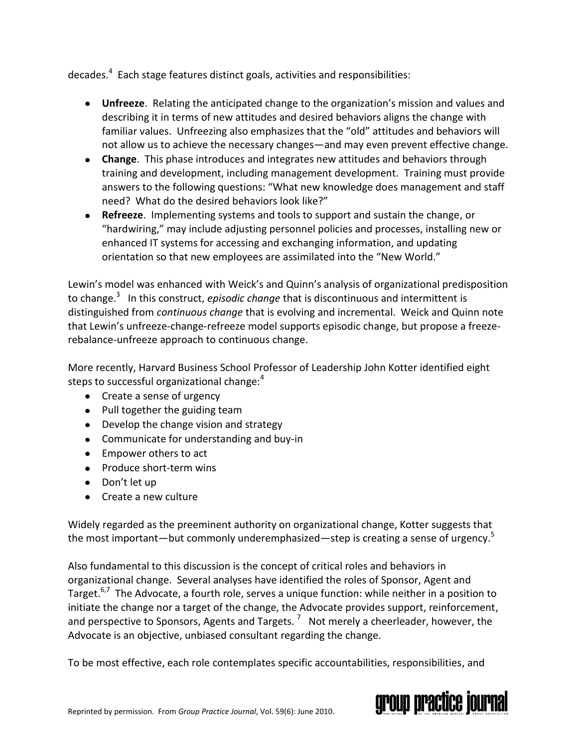decades.[4] Each stage features distinct goals, activities and responsibilities:

- **Unfreeze**. Relating the anticipated change to the organization's mission and values and describing it in terms of new attitudes and desired behaviors aligns the change with familiar values. Unfreezing also emphasizes that the "old" attitudes and behaviors will not allow us to achieve the necessary changes—and may even prevent effective change.
- **Change**. This phase introduces and integrates new attitudes and behaviors through training and development, including management development. Training must provide answers to the following questions: "What new knowledge does management and staff need? What do the desired behaviors look like?"
- **Refreeze**. Implementing systems and tools to support and sustain the change, or "hardwiring," may include adjusting personnel policies and processes, installing new or enhanced IT systems for accessing and exchanging information, and updating orientation so that new employees are assimilated into the "New World."

Lewin's model was enhanced with Weick's and Quinn's analysis of organizational predisposition to change.[3] In this construct, *episodic change* that is discontinuous and intermittent is distinguished from *continuous change* that is evolving and incremental. Weick and Quinn note that Lewin's unfreeze-change-refreeze model supports episodic change, but propose a freeze-rebalance-unfreeze approach to continuous change.

More recently, Harvard Business School Professor of Leadership John Kotter identified eight steps to successful organizational change:[4]

- Create a sense of urgency
- Pull together the guiding team
- Develop the change vision and strategy
- Communicate for understanding and buy-in
- Empower others to act
- Produce short-term wins
- Don't let up
- Create a new culture

Widely regarded as the preeminent authority on organizational change, Kotter suggests that the most important—but commonly underemphasized—step is creating a sense of urgency.[5]

Also fundamental to this discussion is the concept of critical roles and behaviors in organizational change. Several analyses have identified the roles of Sponsor, Agent and Target.[6,7] The Advocate, a fourth role, serves a unique function: while neither in a position to initiate the change nor a target of the change, the Advocate provides support, reinforcement, and perspective to Sponsors, Agents and Targets.[7] Not merely a cheerleader, however, the Advocate is an objective, unbiased consultant regarding the change.

To be most effective, each role contemplates specific accountabilities, responsibilities, and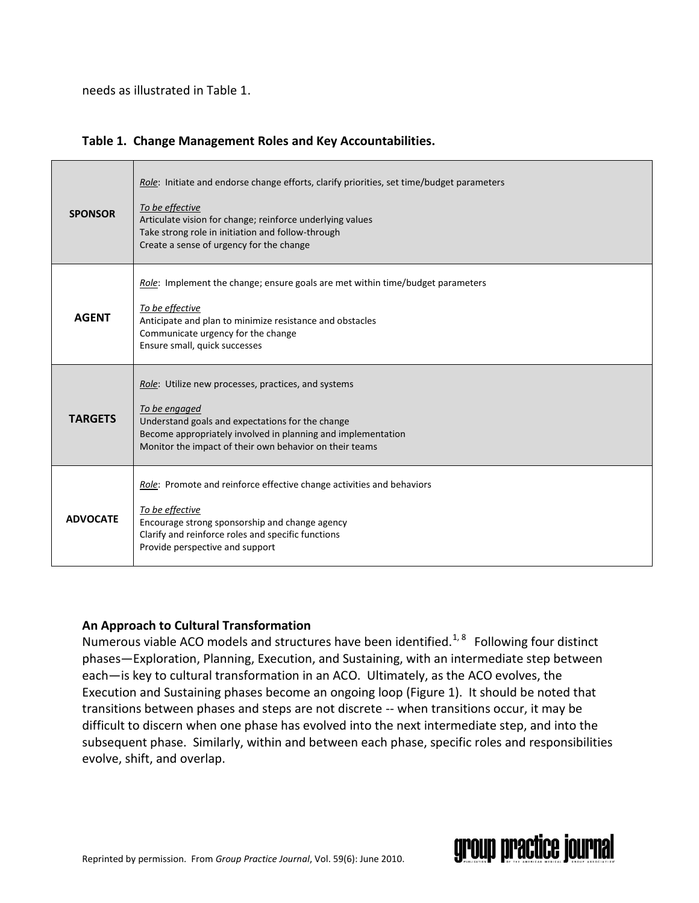needs as illustrated in Table 1.

**Table 1. Change Management Roles and Key Accountabilities.**

| | |
|---|---|
| **SPONSOR** | _Role_: Initiate and endorse change efforts, clarify priorities, set time/budget parameters<br><br>_To be effective_<br>Articulate vision for change; reinforce underlying values<br>Take strong role in initiation and follow-through<br>Create a sense of urgency for the change |
| **AGENT** | _Role_: Implement the change; ensure goals are met within time/budget parameters<br><br>_To be effective_<br>Anticipate and plan to minimize resistance and obstacles<br>Communicate urgency for the change<br>Ensure small, quick successes |
| **TARGETS** | _Role_: Utilize new processes, practices, and systems<br><br>_To be engaged_<br>Understand goals and expectations for the change<br>Become appropriately involved in planning and implementation<br>Monitor the impact of their own behavior on their teams |
| **ADVOCATE** | _Role_: Promote and reinforce effective change activities and behaviors<br><br>_To be effective_<br>Encourage strong sponsorship and change agency<br>Clarify and reinforce roles and specific functions<br>Provide perspective and support |

### An Approach to Cultural Transformation

Numerous viable ACO models and structures have been identified.[1, 8] Following four distinct phases—Exploration, Planning, Execution, and Sustaining, with an intermediate step between each—is key to cultural transformation in an ACO. Ultimately, as the ACO evolves, the Execution and Sustaining phases become an ongoing loop (Figure 1). It should be noted that transitions between phases and steps are not discrete -- when transitions occur, it may be difficult to discern when one phase has evolved into the next intermediate step, and into the subsequent phase. Similarly, within and between each phase, specific roles and responsibilities evolve, shift, and overlap.

Reprinted by permission. From *Group Practice Journal*, Vol. 59(6): June 2010.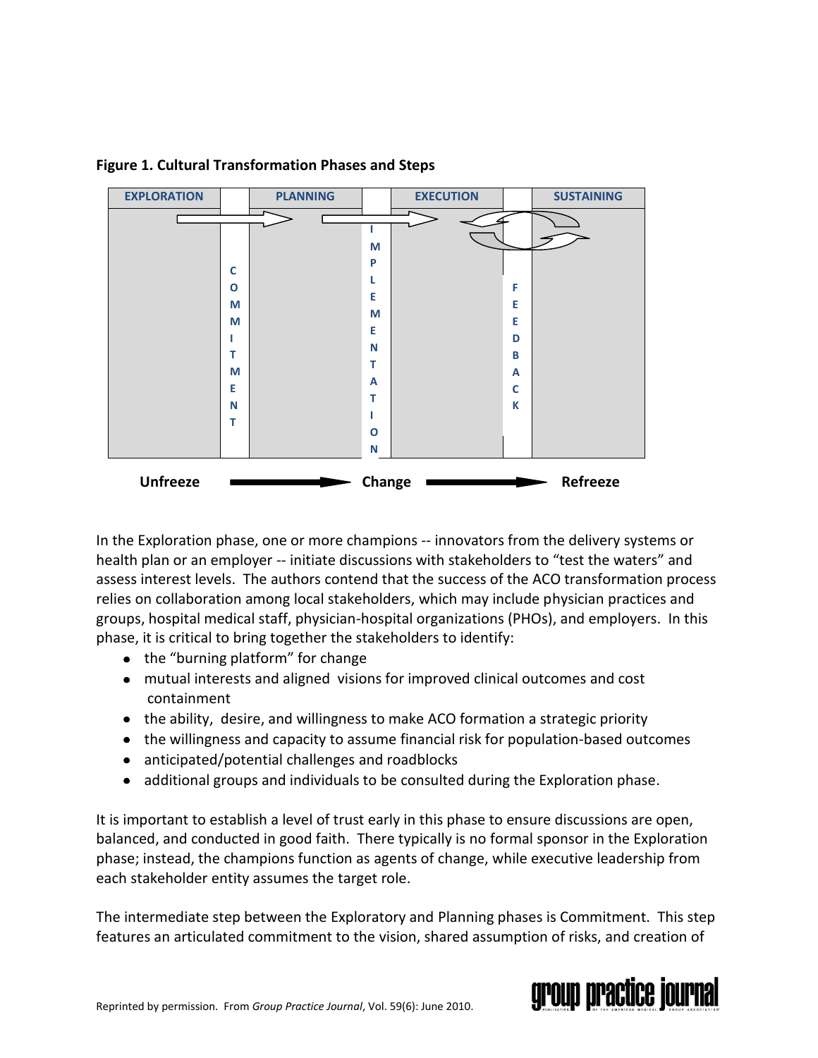**Figure 1. Cultural Transformation Phases and Steps**

| EXPLORATION | COMMITMENT | PLANNING | IMPLEMENTATION | EXECUTION | FEEDBACK | SUSTAINING |
|---|---|---|---|---|---|---|

Unfreeze → Change → Refreeze

In the Exploration phase, one or more champions -- innovators from the delivery systems or health plan or an employer -- initiate discussions with stakeholders to "test the waters" and assess interest levels. The authors contend that the success of the ACO transformation process relies on collaboration among local stakeholders, which may include physician practices and groups, hospital medical staff, physician-hospital organizations (PHOs), and employers. In this phase, it is critical to bring together the stakeholders to identify:

- the "burning platform" for change
- mutual interests and aligned visions for improved clinical outcomes and cost containment
- the ability, desire, and willingness to make ACO formation a strategic priority
- the willingness and capacity to assume financial risk for population-based outcomes
- anticipated/potential challenges and roadblocks
- additional groups and individuals to be consulted during the Exploration phase.

It is important to establish a level of trust early in this phase to ensure discussions are open, balanced, and conducted in good faith. There typically is no formal sponsor in the Exploration phase; instead, the champions function as agents of change, while executive leadership from each stakeholder entity assumes the target role.

The intermediate step between the Exploratory and Planning phases is Commitment. This step features an articulated commitment to the vision, shared assumption of risks, and creation of

Reprinted by permission. From *Group Practice Journal*, Vol. 59(6): June 2010.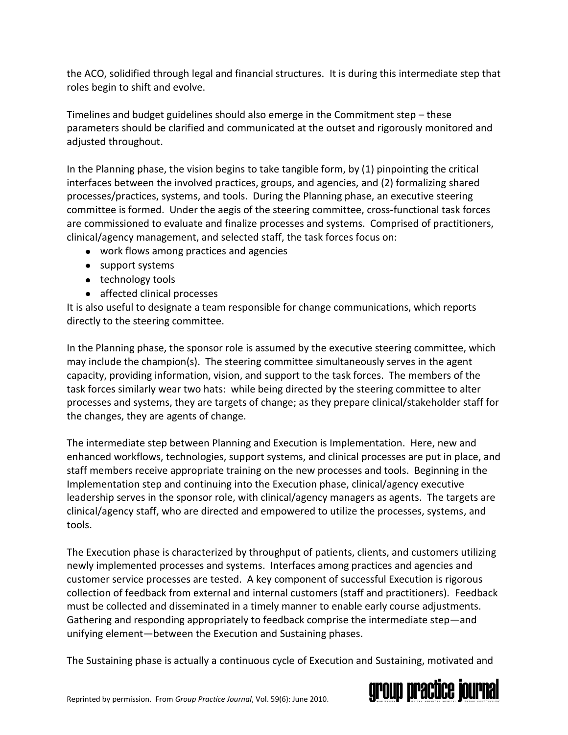the ACO, solidified through legal and financial structures. It is during this intermediate step that roles begin to shift and evolve.

Timelines and budget guidelines should also emerge in the Commitment step – these parameters should be clarified and communicated at the outset and rigorously monitored and adjusted throughout.

In the Planning phase, the vision begins to take tangible form, by (1) pinpointing the critical interfaces between the involved practices, groups, and agencies, and (2) formalizing shared processes/practices, systems, and tools. During the Planning phase, an executive steering committee is formed. Under the aegis of the steering committee, cross-functional task forces are commissioned to evaluate and finalize processes and systems. Comprised of practitioners, clinical/agency management, and selected staff, the task forces focus on:

- work flows among practices and agencies
- support systems
- technology tools
- affected clinical processes

It is also useful to designate a team responsible for change communications, which reports directly to the steering committee.

In the Planning phase, the sponsor role is assumed by the executive steering committee, which may include the champion(s). The steering committee simultaneously serves in the agent capacity, providing information, vision, and support to the task forces. The members of the task forces similarly wear two hats: while being directed by the steering committee to alter processes and systems, they are targets of change; as they prepare clinical/stakeholder staff for the changes, they are agents of change.

The intermediate step between Planning and Execution is Implementation. Here, new and enhanced workflows, technologies, support systems, and clinical processes are put in place, and staff members receive appropriate training on the new processes and tools. Beginning in the Implementation step and continuing into the Execution phase, clinical/agency executive leadership serves in the sponsor role, with clinical/agency managers as agents. The targets are clinical/agency staff, who are directed and empowered to utilize the processes, systems, and tools.

The Execution phase is characterized by throughput of patients, clients, and customers utilizing newly implemented processes and systems. Interfaces among practices and agencies and customer service processes are tested. A key component of successful Execution is rigorous collection of feedback from external and internal customers (staff and practitioners). Feedback must be collected and disseminated in a timely manner to enable early course adjustments. Gathering and responding appropriately to feedback comprise the intermediate step—and unifying element—between the Execution and Sustaining phases.

The Sustaining phase is actually a continuous cycle of Execution and Sustaining, motivated and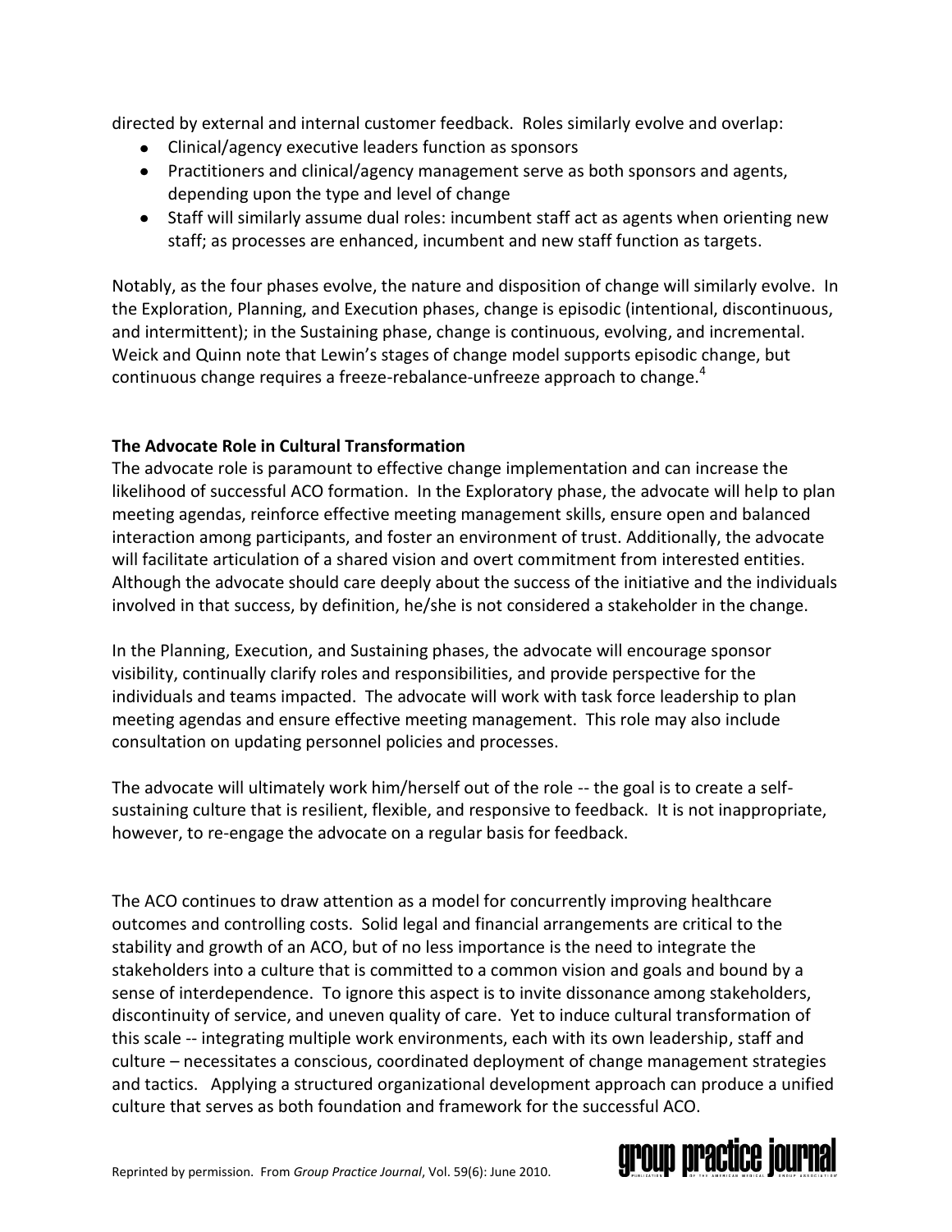directed by external and internal customer feedback. Roles similarly evolve and overlap:

- Clinical/agency executive leaders function as sponsors
- Practitioners and clinical/agency management serve as both sponsors and agents, depending upon the type and level of change
- Staff will similarly assume dual roles: incumbent staff act as agents when orienting new staff; as processes are enhanced, incumbent and new staff function as targets.

Notably, as the four phases evolve, the nature and disposition of change will similarly evolve. In the Exploration, Planning, and Execution phases, change is episodic (intentional, discontinuous, and intermittent); in the Sustaining phase, change is continuous, evolving, and incremental. Weick and Quinn note that Lewin's stages of change model supports episodic change, but continuous change requires a freeze-rebalance-unfreeze approach to change.[4]

**The Advocate Role in Cultural Transformation**

The advocate role is paramount to effective change implementation and can increase the likelihood of successful ACO formation. In the Exploratory phase, the advocate will help to plan meeting agendas, reinforce effective meeting management skills, ensure open and balanced interaction among participants, and foster an environment of trust. Additionally, the advocate will facilitate articulation of a shared vision and overt commitment from interested entities. Although the advocate should care deeply about the success of the initiative and the individuals involved in that success, by definition, he/she is not considered a stakeholder in the change.

In the Planning, Execution, and Sustaining phases, the advocate will encourage sponsor visibility, continually clarify roles and responsibilities, and provide perspective for the individuals and teams impacted. The advocate will work with task force leadership to plan meeting agendas and ensure effective meeting management. This role may also include consultation on updating personnel policies and processes.

The advocate will ultimately work him/herself out of the role -- the goal is to create a self-sustaining culture that is resilient, flexible, and responsive to feedback. It is not inappropriate, however, to re-engage the advocate on a regular basis for feedback.

The ACO continues to draw attention as a model for concurrently improving healthcare outcomes and controlling costs. Solid legal and financial arrangements are critical to the stability and growth of an ACO, but of no less importance is the need to integrate the stakeholders into a culture that is committed to a common vision and goals and bound by a sense of interdependence. To ignore this aspect is to invite dissonance among stakeholders, discontinuity of service, and uneven quality of care. Yet to induce cultural transformation of this scale -- integrating multiple work environments, each with its own leadership, staff and culture – necessitates a conscious, coordinated deployment of change management strategies and tactics. Applying a structured organizational development approach can produce a unified culture that serves as both foundation and framework for the successful ACO.

Reprinted by permission. From *Group Practice Journal*, Vol. 59(6): June 2010.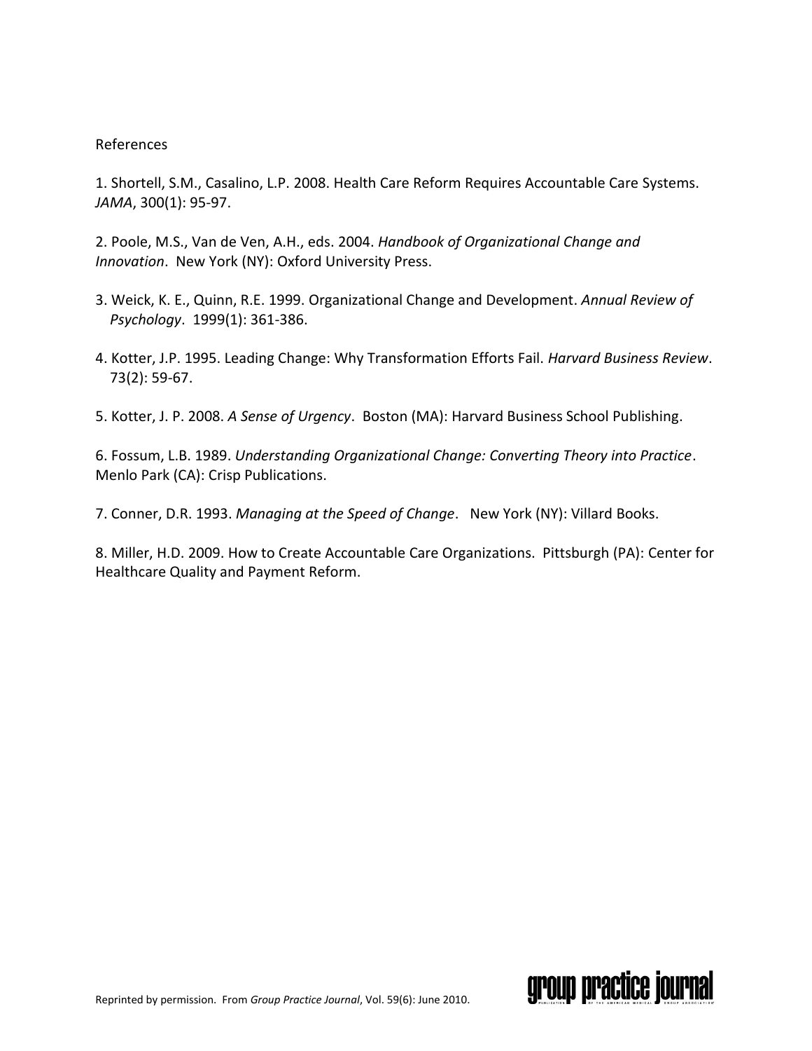References

1. Shortell, S.M., Casalino, L.P. 2008. Health Care Reform Requires Accountable Care Systems. *JAMA*, 300(1): 95-97.

2. Poole, M.S., Van de Ven, A.H., eds. 2004. *Handbook of Organizational Change and Innovation*. New York (NY): Oxford University Press.

3. Weick, K. E., Quinn, R.E. 1999. Organizational Change and Development. *Annual Review of Psychology*. 1999(1): 361-386.

4. Kotter, J.P. 1995. Leading Change: Why Transformation Efforts Fail. *Harvard Business Review*. 73(2): 59-67.

5. Kotter, J. P. 2008. *A Sense of Urgency*. Boston (MA): Harvard Business School Publishing.

6. Fossum, L.B. 1989. *Understanding Organizational Change: Converting Theory into Practice*. Menlo Park (CA): Crisp Publications.

7. Conner, D.R. 1993. *Managing at the Speed of Change*. New York (NY): Villard Books.

8. Miller, H.D. 2009. How to Create Accountable Care Organizations. Pittsburgh (PA): Center for Healthcare Quality and Payment Reform.

Reprinted by permission. From *Group Practice Journal*, Vol. 59(6): June 2010.